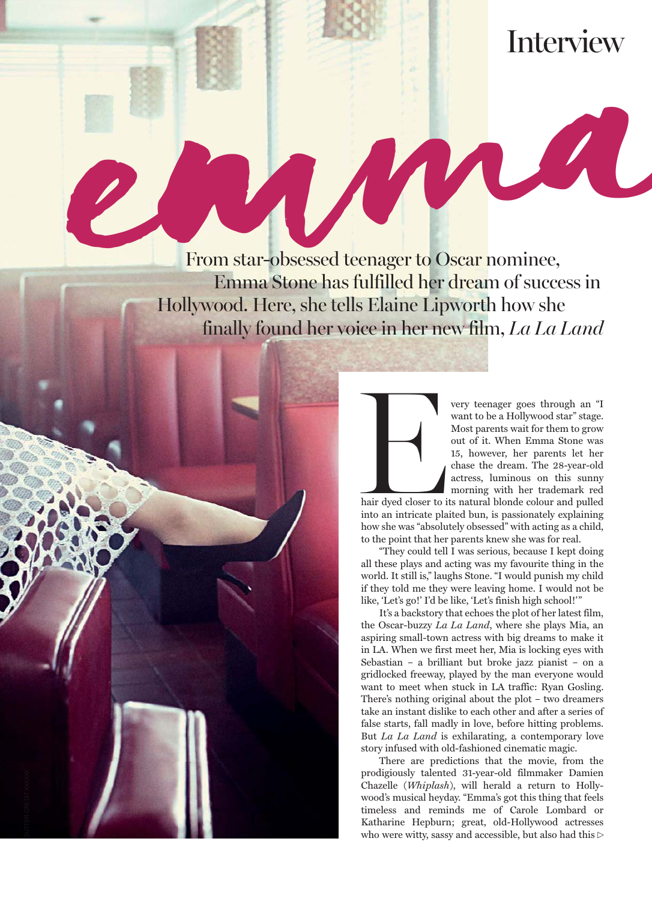# Emma

From star-obsessed teenager to Oscar nominee, Emma Stone has fulfilled her dream of success in Hollywood. Here, she tells Elaine Lipworth how she finally found her voice in her new film, *La La Land*

Every teenager goes through an "I want to be a Hollywood star" stage. Most parents wait for them to grow out of it. When Emma Stone was 15, however, her parents let her chase the dream. The 28-year-old actress, luminous on this sunny morning with her trademark red hair dyed closer to its natural blonde colour and pulled into an intricate plaited bun, is passionately explaining how she was "absolutely obsessed" with acting as a child, to the point that her parents knew she was for real.

"They could tell I was serious, because I kept doing all these plays and acting was my favourite thing in the world. It still is," laughs Stone. "I would punish my child if they told me they were leaving home. I would not be like, 'Let's go!' I'd be like, 'Let's finish high school!'"

It's a backstory that echoes the plot of her latest film, the Oscar-buzzy *La La Land*, where she plays Mia, an aspiring small-town actress with big dreams to make it in LA. When we first meet her, Mia is locking eyes with Sebastian – a brilliant but broke jazz pianist – on a gridlocked freeway, played by the man everyone would want to meet when stuck in LA traffic: Ryan Gosling. There's nothing original about the plot – two dreamers take an instant dislike to each other and after a series of false starts, fall madly in love, before hitting problems. But *La La Land* is exhilarating, a contemporary love story infused with old-fashioned cinematic magic.

There are predictions that the movie, from the prodigiously talented 31-year-old filmmaker Damien Chazelle (*Whiplash*), will herald a return to Hollywood's musical heyday. "Emma's got this thing that feels timeless and reminds me of Carole Lombard or Katharine Hepburn; great, old-Hollywood actresses who were witty, sassy and accessible, but also had this ▷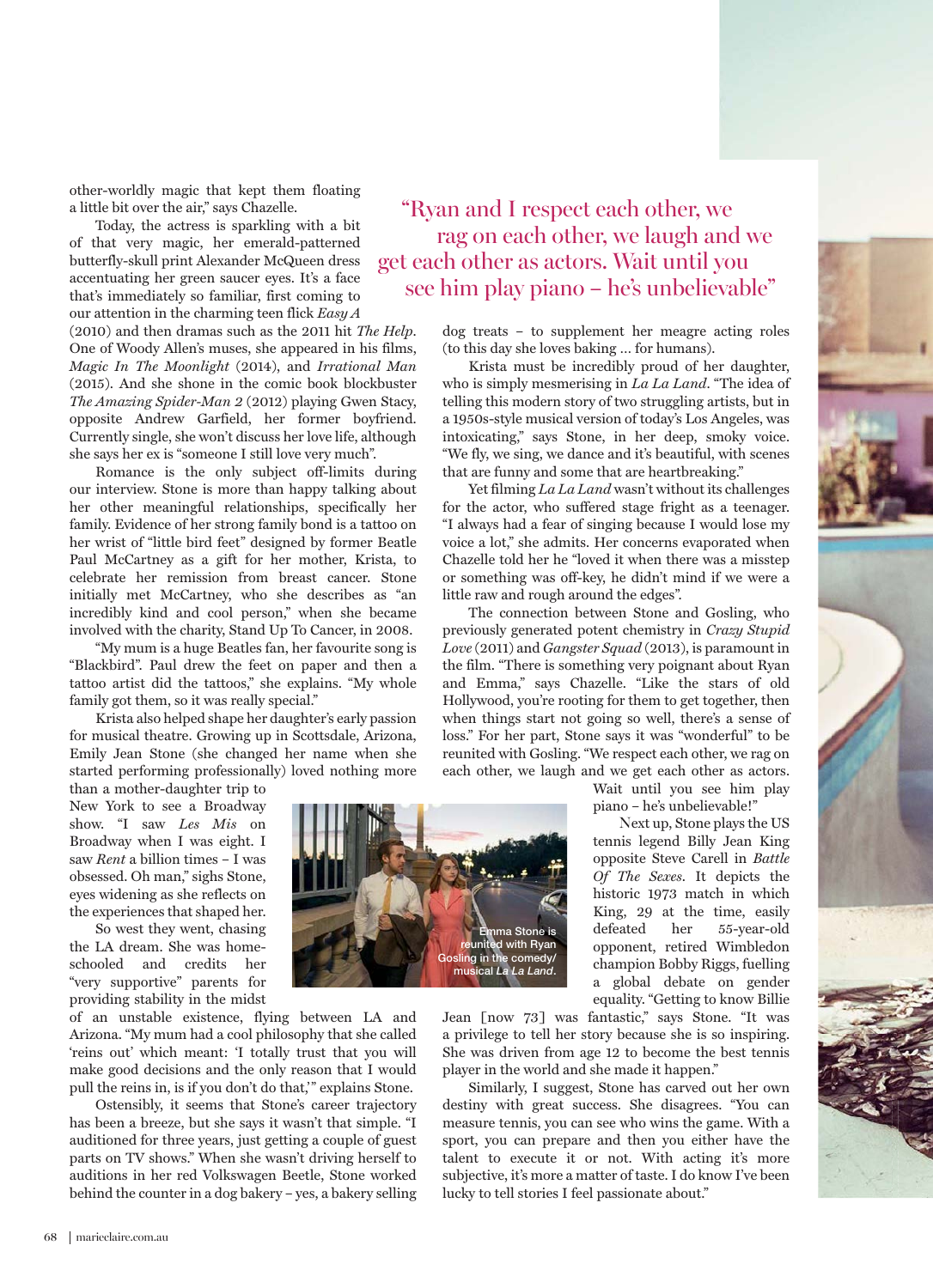other-worldly magic that kept them floating a little bit over the air," says Chazelle.

Today, the actress is sparkling with a bit of that very magic, her emerald-patterned butterfly-skull print Alexander McQueen dress accentuating her green saucer eyes. It's a face that's immediately so familiar, first coming to our attention in the charming teen flick *Easy A* (2010) and then dramas such as the 2011 hit *The Help*. One of Woody Allen's muses, she appeared in his films, *Magic In The Moonlight* (2014), and *Irrational Man* (2015). And she shone in the comic book blockbuster *The Amazing Spider-Man 2* (2012) playing Gwen Stacy, opposite Andrew Garfield, her former boyfriend. Currently single, she won't discuss her love life, although she says her ex is "someone I still love very much".

Romance is the only subject off-limits during our interview. Stone is more than happy talking about her other meaningful relationships, specifically her family. Evidence of her strong family bond is a tattoo on her wrist of "little bird feet" designed by former Beatle Paul McCartney as a gift for her mother, Krista, to celebrate her remission from breast cancer. Stone initially met McCartney, who she describes as "an incredibly kind and cool person," when she became involved with the charity, Stand Up To Cancer, in 2008.

"My mum is a huge Beatles fan, her favourite song is "Blackbird". Paul drew the feet on paper and then a tattoo artist did the tattoos," she explains. "My whole family got them, so it was really special."

Krista also helped shape her daughter's early passion for musical theatre. Growing up in Scottsdale, Arizona, Emily Jean Stone (she changed her name when she started performing professionally) loved nothing more than a mother-daughter trip to New York to see a Broadway show. "I saw *Les Mis* on Broadway when I was eight. I saw *Rent* a billion times – I was obsessed. Oh man," sighs Stone, eyes widening as she reflects on the experiences that shaped her.

So west they went, chasing the LA dream. She was home-schooled and credits her "very supportive" parents for providing stability in the midst of an unstable existence, flying between LA and Arizona. "My mum had a cool philosophy that she called 'reins out' which meant: 'I totally trust that you will make good decisions and the only reason that I would pull the reins in, is if you don't do that,'" explains Stone.

Ostensibly, it seems that Stone's career trajectory has been a breeze, but she says it wasn't that simple. "I auditioned for three years, just getting a couple of guest parts on TV shows." When she wasn't driving herself to auditions in her red Volkswagen Beetle, Stone worked behind the counter in a dog bakery – yes, a bakery selling dog treats – to supplement her meagre acting roles (to this day she loves baking … for humans).

> "Ryan and I respect each other, we rag on each other, we laugh and we get each other as actors. Wait until you see him play piano – he's unbelievable"

Krista must be incredibly proud of her daughter, who is simply mesmerising in *La La Land*. "The idea of telling this modern story of two struggling artists, but in a 1950s-style musical version of today's Los Angeles, was intoxicating," says Stone, in her deep, smoky voice. "We fly, we sing, we dance and it's beautiful, with scenes that are funny and some that are heartbreaking."

Yet filming *La La Land* wasn't without its challenges for the actor, who suffered stage fright as a teenager. "I always had a fear of singing because I would lose my voice a lot," she admits. Her concerns evaporated when Chazelle told her he "loved it when there was a misstep or something was off-key, he didn't mind if we were a little raw and rough around the edges".

The connection between Stone and Gosling, who previously generated potent chemistry in *Crazy Stupid Love* (2011) and *Gangster Squad* (2013), is paramount in the film. "There is something very poignant about Ryan and Emma," says Chazelle. "Like the stars of old Hollywood, you're rooting for them to get together, then when things start not going so well, there's a sense of loss." For her part, Stone says it was "wonderful" to be reunited with Gosling. "We respect each other, we rag on each other, we laugh and we get each other as actors. Wait until you see him play piano – he's unbelievable!"

Emma Stone is reunited with Ryan Gosling in the comedy/musical *La La Land*.

Next up, Stone plays the US tennis legend Billy Jean King opposite Steve Carell in *Battle Of The Sexes*. It depicts the historic 1973 match in which King, 29 at the time, easily defeated her 55-year-old opponent, retired Wimbledon champion Bobby Riggs, fuelling a global debate on gender equality. "Getting to know Billie Jean [now 73] was fantastic," says Stone. "It was a privilege to tell her story because she is so inspiring. She was driven from age 12 to become the best tennis player in the world and she made it happen."

Similarly, I suggest, Stone has carved out her own destiny with great success. She disagrees. "You can measure tennis, you can see who wins the game. With a sport, you can prepare and then you either have the talent to execute it or not. With acting it's more subjective, it's more a matter of taste. I do know I've been lucky to tell stories I feel passionate about."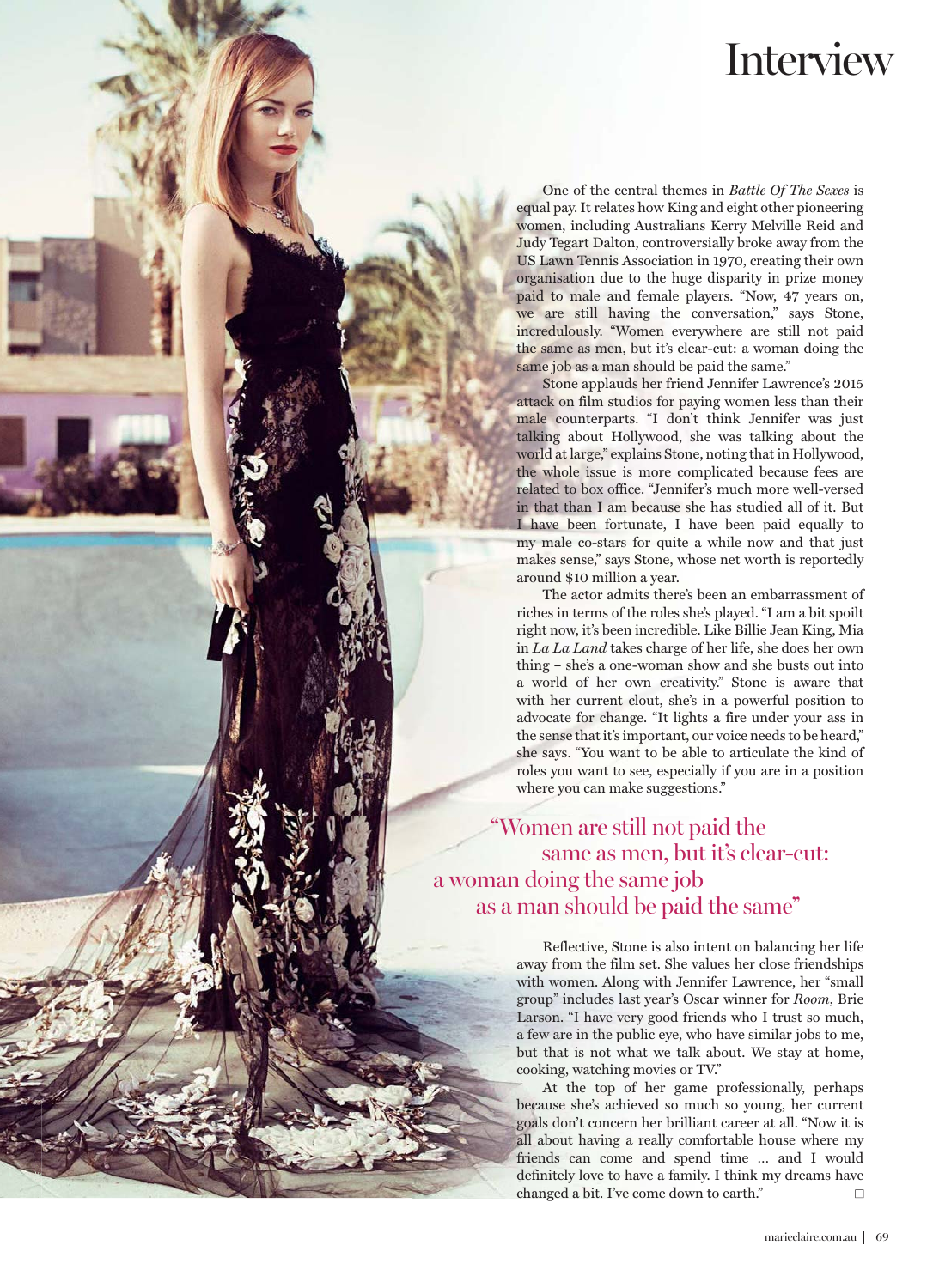# Interview

One of the central themes in *Battle Of The Sexes* is equal pay. It relates how King and eight other pioneering women, including Australians Kerry Melville Reid and Judy Tegart Dalton, controversially broke away from the US Lawn Tennis Association in 1970, creating their own organisation due to the huge disparity in prize money paid to male and female players. "Now, 47 years on, we are still having the conversation," says Stone, incredulously. "Women everywhere are still not paid the same as men, but it's clear-cut: a woman doing the same job as a man should be paid the same."

Stone applauds her friend Jennifer Lawrence's 2015 attack on film studios for paying women less than their male counterparts. "I don't think Jennifer was just talking about Hollywood, she was talking about the world at large," explains Stone, noting that in Hollywood, the whole issue is more complicated because fees are related to box office. "Jennifer's much more well-versed in that than I am because she has studied all of it. But I have been fortunate, I have been paid equally to my male co-stars for quite a while now and that just makes sense," says Stone, whose net worth is reportedly around $10 million a year.

The actor admits there's been an embarrassment of riches in terms of the roles she's played. "I am a bit spoilt right now, it's been incredible. Like Billie Jean King, Mia in *La La Land* takes charge of her life, she does her own thing – she's a one-woman show and she busts out into a world of her own creativity." Stone is aware that with her current clout, she's in a powerful position to advocate for change. "It lights a fire under your ass in the sense that it's important, our voice needs to be heard," she says. "You want to be able to articulate the kind of roles you want to see, especially if you are in a position where you can make suggestions."

> "Women are still not paid the same as men, but it's clear-cut: a woman doing the same job as a man should be paid the same"

Reflective, Stone is also intent on balancing her life away from the film set. She values her close friendships with women. Along with Jennifer Lawrence, her "small group" includes last year's Oscar winner for *Room*, Brie Larson. "I have very good friends who I trust so much, a few are in the public eye, who have similar jobs to me, but that is not what we talk about. We stay at home, cooking, watching movies or TV."

At the top of her game professionally, perhaps because she's achieved so much so young, her current goals don't concern her brilliant career at all. "Now it is all about having a really comfortable house where my friends can come and spend time … and I would definitely love to have a family. I think my dreams have changed a bit. I've come down to earth." □